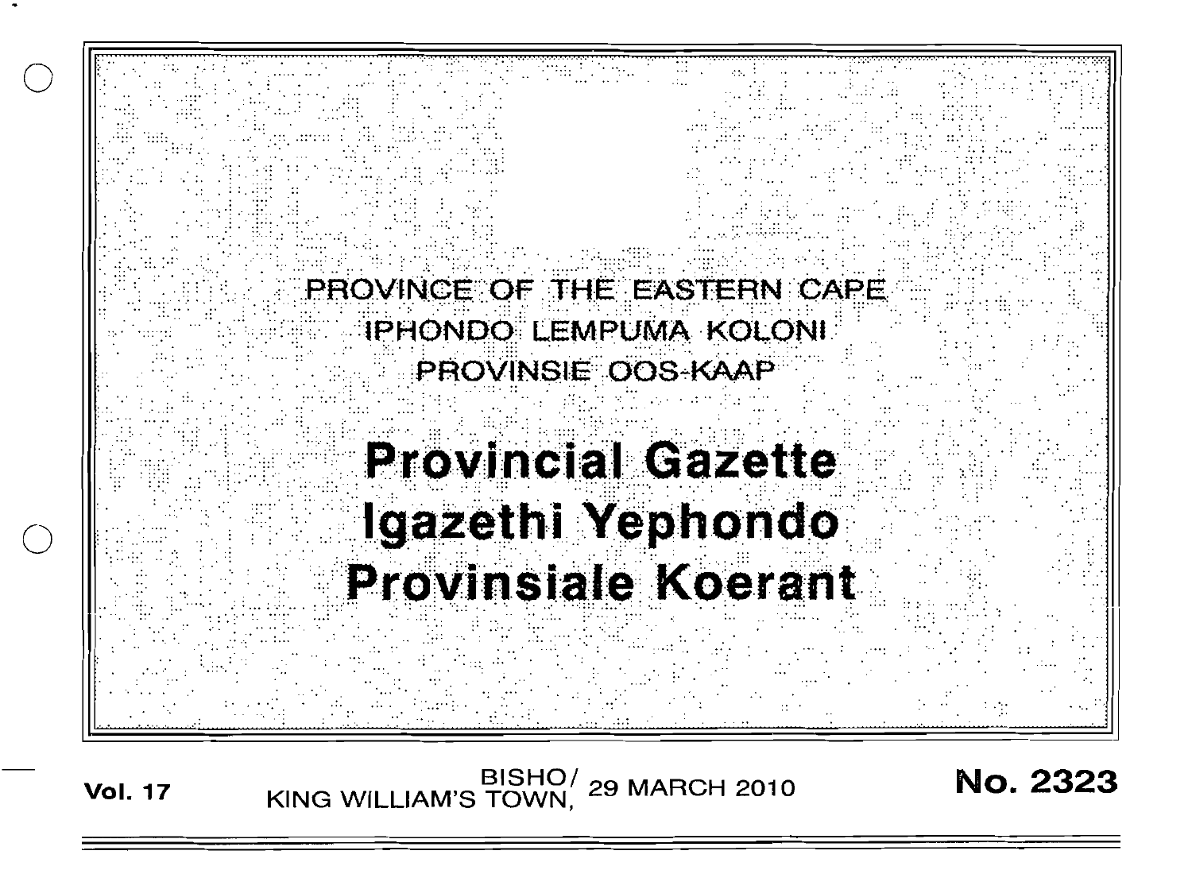PROVINCE OF THE EASTERN CAPE

IPHONDO LEMPUMA KOLONI

PROVINSIE OOS-KAAP

# Provincial Gazette
# Igazethi Yephondo
# Provinsiale Koerant

**Vol. 17** BISHO/ KING WILLIAM'S TOWN, 29 MARCH 2010 **No. 2323**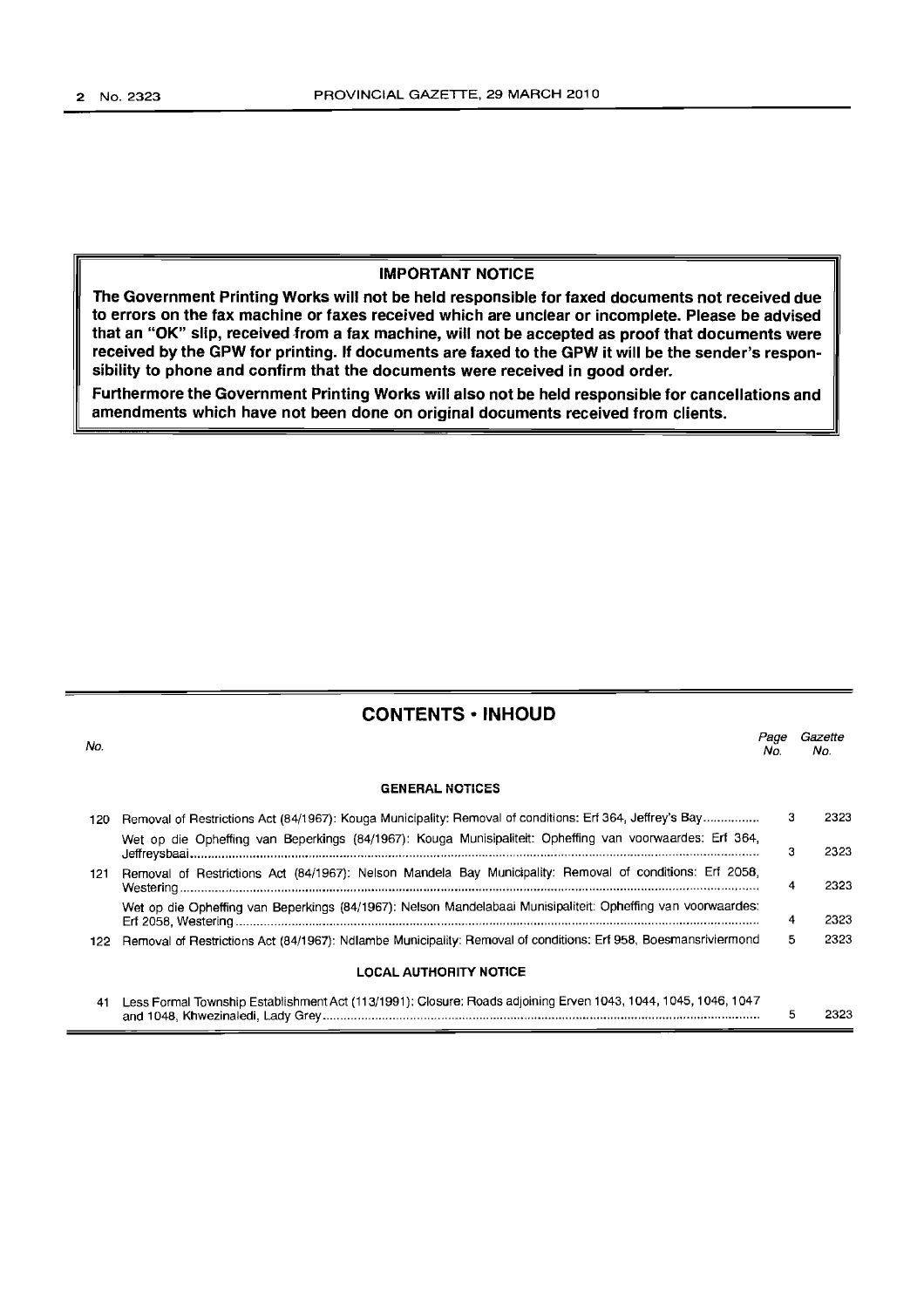**IMPORTANT NOTICE**

**The Government Printing Works will not be held responsible for faxed documents not received due to errors on the fax machine or faxes received which are unclear or incomplete. Please be advised that an "OK" slip, received from a fax machine, will not be accepted as proof that documents were received by the GPW for printing. If documents are faxed to the GPW it will be the sender's responsibility to phone and confirm that the documents were received in good order.**

**Furthermore the Government Printing Works will also not be held responsible for cancellations and amendments which have not been done on original documents received from clients.**

## CONTENTS • INHOUD

| No. | | Page No. | Gazette No. |
|---|---|---|---|
| | **GENERAL NOTICES** | | |
| 120 | Removal of Restrictions Act (84/1967): Kouga Municipality: Removal of conditions: Erf 364, Jeffrey's Bay | 3 | 2323 |
| | Wet op die Opheffing van Beperkings (84/1967): Kouga Munisipaliteit: Opheffing van voorwaardes: Erf 364, Jeffreysbaai | 3 | 2323 |
| 121 | Removal of Restrictions Act (84/1967): Nelson Mandela Bay Municipality: Removal of conditions: Erf 2058, Westering | 4 | 2323 |
| | Wet op die Opheffing van Beperkings (84/1967): Nelson Mandelabaai Munisipaliteit: Opheffing van voorwaardes: Erf 2058, Westering | 4 | 2323 |
| 122 | Removal of Restrictions Act (84/1967): Ndlambe Municipality: Removal of conditions: Erf 958, Boesmansriviermond | 5 | 2323 |
| | **LOCAL AUTHORITY NOTICE** | | |
| 41 | Less Formal Township Establishment Act (113/1991): Closure: Roads adjoining Erven 1043, 1044, 1045, 1046, 1047 and 1048, Khwezinaledi, Lady Grey | 5 | 2323 |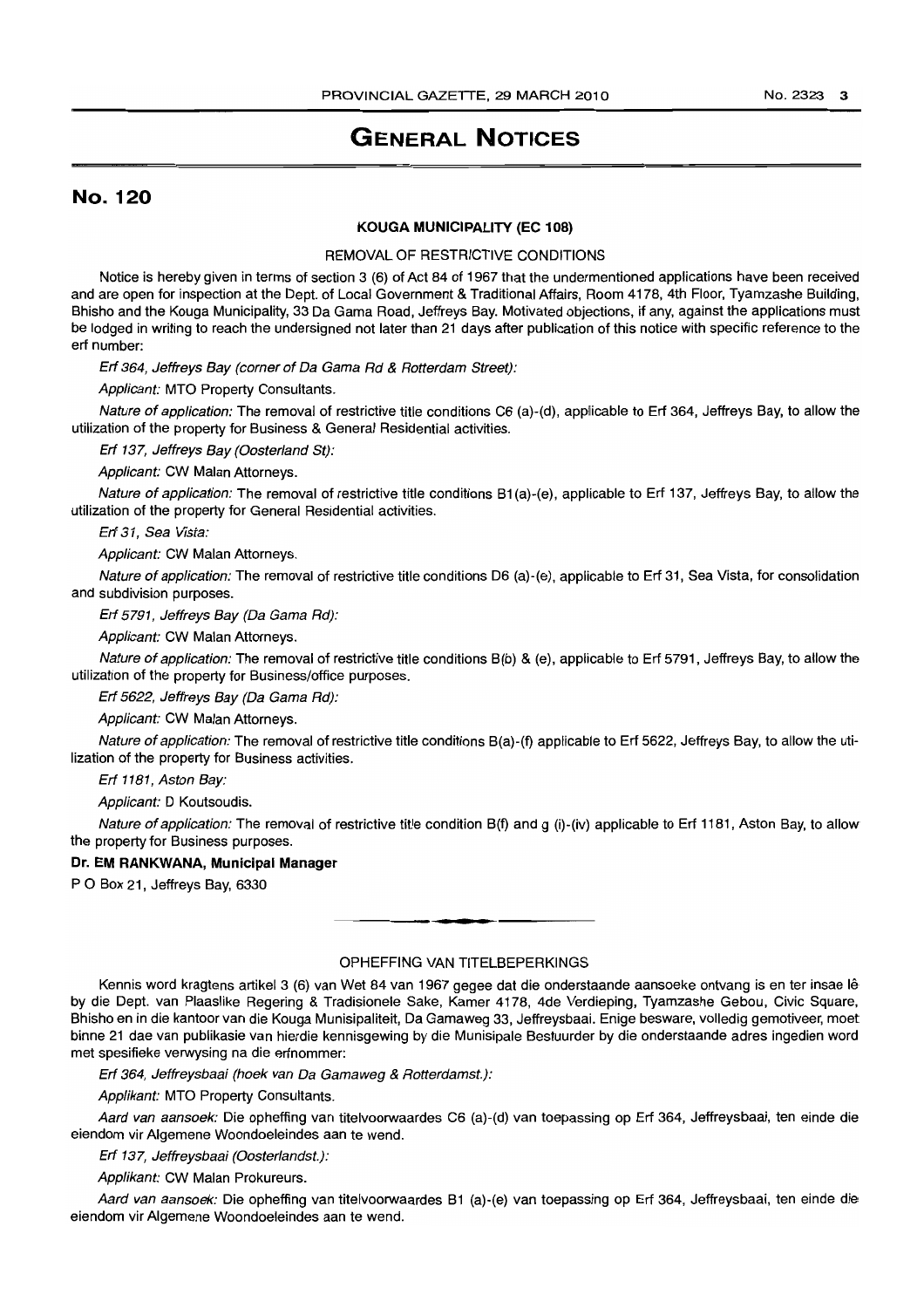# GENERAL NOTICES

## No. 120

### KOUGA MUNICIPALITY (EC 108)

REMOVAL OF RESTRICTIVE CONDITIONS

Notice is hereby given in terms of section 3 (6) of Act 84 of 1967 that the undermentioned applications have been received and are open for inspection at the Dept. of Local Government & Traditional Affairs, Room 4178, 4th Floor, Tyamzashe Building, Bhisho and the Kouga Municipality, 33 Da Gama Road, Jeffreys Bay. Motivated objections, if any, against the applications must be lodged in writing to reach the undersigned not later than 21 days after publication of this notice with specific reference to the erf number:

*Erf 364, Jeffreys Bay (corner of Da Gama Rd & Rotterdam Street):*

*Applicant:* MTO Property Consultants.

*Nature of application:* The removal of restrictive title conditions C6 (a)-(d), applicable to Erf 364, Jeffreys Bay, to allow the utilization of the property for Business & General Residential activities.

*Erf 137, Jeffreys Bay (Oosterland St):*

*Applicant:* CW Malan Attorneys.

*Nature of application:* The removal of restrictive title conditions B1(a)-(e), applicable to Erf 137, Jeffreys Bay, to allow the utilization of the property for General Residential activities.

*Erf 31, Sea Vista:*

*Applicant:* CW Malan Attorneys.

*Nature of application:* The removal of restrictive title conditions D6 (a)-(e), applicable to Erf 31, Sea Vista, for consolidation and subdivision purposes.

*Erf 5791, Jeffreys Bay (Da Gama Rd):*

*Applicant:* CW Malan Attorneys.

*Nature of application:* The removal of restrictive title conditions B(b) & (e), applicable to Erf 5791, Jeffreys Bay, to allow the utilization of the property for Business/office purposes.

*Erf 5622, Jeffreys Bay (Da Gama Rd):*

*Applicant:* CW Malan Attorneys.

*Nature of application:* The removal of restrictive title conditions B(a)-(f) applicable to Erf 5622, Jeffreys Bay, to allow the utilization of the property for Business activities.

*Erf 1181, Aston Bay:*

*Applicant:* D Koutsoudis.

*Nature of application:* The removal of restrictive title condition B(f) and g (i)-(iv) applicable to Erf 1181, Aston Bay, to allow the property for Business purposes.

**Dr. EM RANKWANA, Municipal Manager**

P O Box 21, Jeffreys Bay, 6330

---

OPHEFFING VAN TITELBEPERKINGS

Kennis word kragtens artikel 3 (6) van Wet 84 van 1967 gegee dat die onderstaande aansoeke ontvang is en ter insae lê by die Dept. van Plaaslike Regering & Tradisionele Sake, Kamer 4178, 4de Verdieping, Tyamzashe Gebou, Civic Square, Bhisho en in die kantoor van die Kouga Munisipaliteit, Da Gamaweg 33, Jeffreysbaai. Enige besware, volledig gemotiveer, moet binne 21 dae van publikasie van hierdie kennisgewing by die Munisipale Bestuurder by die onderstaande adres ingedien word met spesifieke verwysing na die erfnommer:

*Erf 364, Jeffreysbaai (hoek van Da Gamaweg & Rotterdamst.):*

*Applikant:* MTO Property Consultants.

*Aard van aansoek:* Die opheffing van titelvoorwaardes C6 (a)-(d) van toepassing op Erf 364, Jeffreysbaai, ten einde die eiendom vir Algemene Woondoeleindes aan te wend.

*Erf 137, Jeffreysbaai (Oosterlandst.):*

*Applikant:* CW Malan Prokureurs.

*Aard van aansoek:* Die opheffing van titelvoorwaardes B1 (a)-(e) van toepassing op Erf 364, Jeffreysbaai, ten einde die eiendom vir Algemene Woondoeleindes aan te wend.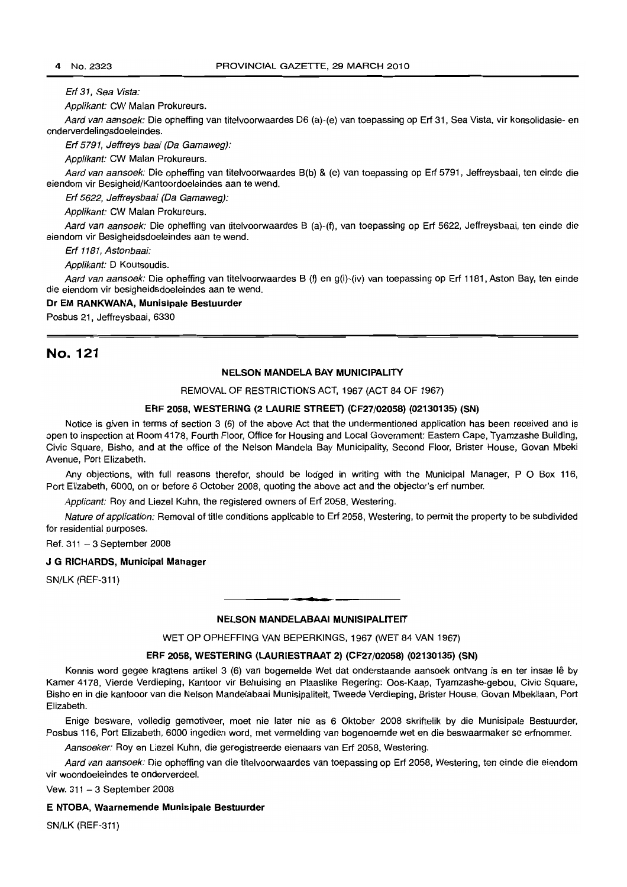*Erf 31, Sea Vista:*

*Applikant:* CW Malan Prokureurs.

*Aard van aansoek:* Die opheffing van titelvoorwaardes D6 (a)-(e) van toepassing op Erf 31, Sea Vista, vir konsolidasie- en onderverdelingsdoeleindes.

*Erf 5791, Jeffreys baai (Da Gamaweg):*

*Applikant:* CW Malan Prokureurs.

*Aard van aansoek:* Die opheffing van titelvoorwaardes B(b) & (e) van toepassing op Erf 5791, Jeffreysbaai, ten einde die eiendom vir Besigheid/Kantoordoeleindes aan te wend.

*Erf 5622, Jeffreysbaai (Da Gamaweg):*

*Applikant:* CW Malan Prokureurs.

*Aard van aansoek:* Die opheffing van titelvoorwaardes B (a)-(f), van toepassing op Erf 5622, Jeffreysbaai, ten einde die eiendom vir Besigheidsdoeleindes aan te wend.

*Erf 1181, Astonbaai:*

*Applikant:* D Koutsoudis.

*Aard van aansoek:* Die opheffing van titelvoorwaardes B (f) en g(i)-(iv) van toepassing op Erf 1181, Aston Bay, ten einde die eiendom vir besigheidsdoeleindes aan te wend.

**Dr EM RANKWANA, Munisipale Bestuurder**

Posbus 21, Jeffreysbaai, 6330

## No. 121

**NELSON MANDELA BAY MUNICIPALITY**

REMOVAL OF RESTRICTIONS ACT, 1967 (ACT 84 OF 1967)

**ERF 2058, WESTERING (2 LAURIE STREET) (CF27/02058) (02130135) (SN)**

Notice is given in terms of section 3 (6) of the above Act that the undermentioned application has been received and is open to inspection at Room 4178, Fourth Floor, Office for Housing and Local Government: Eastern Cape, Tyamzashe Building, Civic Square, Bisho, and at the office of the Nelson Mandela Bay Municipality, Second Floor, Brister House, Govan Mbeki Avenue, Port Elizabeth.

Any objections, with full reasons therefor, should be lodged in writing with the Municipal Manager, P O Box 116, Port Elizabeth, 6000, on or before 6 October 2008, quoting the above act and the objector's erf number.

*Applicant:* Roy and Liezel Kuhn, the registered owners of Erf 2058, Westering.

*Nature of application:* Removal of title conditions applicable to Erf 2058, Westering, to permit the property to be subdivided for residential purposes.

Ref. 311 – 3 September 2008

**J G RICHARDS, Municipal Manager**

SN/LK (REF-311)

---

**NELSON MANDELABAAI MUNISIPALITEIT**

WET OP OPHEFFING VAN BEPERKINGS, 1967 (WET 84 VAN 1967)

**ERF 2058, WESTERING (LAURIESTRAAT 2) (CF27/02058) (02130135) (SN)**

Kennis word gegee kragtens artikel 3 (6) van bogemelde Wet dat onderstaande aansoek ontvang is en ter insae lê by Kamer 4178, Vierde Verdieping, Kantoor vir Behuising en Plaaslike Regering: Oos-Kaap, Tyamzashe-gebou, Civic Square, Bisho en in die kantooor van die Nelson Mandelabaai Munisipaliteit, Tweede Verdieping, Brister House, Govan Mbekilaan, Port Elizabeth.

Enige besware, volledig gemotiveer, moet nie later nie as 6 Oktober 2008 skriftelik by die Munisipale Bestuurder, Posbus 116, Port Elizabeth, 6000 ingedien word, met vermelding van bogenoemde wet en die beswaarmaker se erfnommer.

*Aansoeker:* Roy en Liezel Kuhn, die geregistreerde eienaars van Erf 2058, Westering.

*Aard van aansoek:* Die opheffing van die titelvoorwaardes van toepassing op Erf 2058, Westering, ten einde die eiendom vir woondoeleindes te onderverdeel.

Verw. 311 – 3 September 2008

**E NTOBA, Waarnemende Munisipale Bestuurder**

SN/LK (REF-311)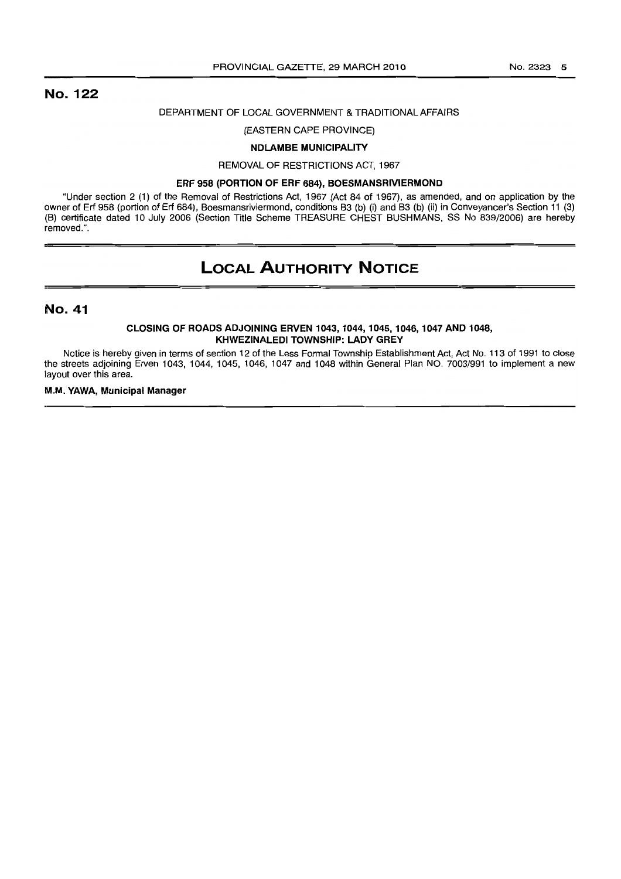## No. 122

DEPARTMENT OF LOCAL GOVERNMENT & TRADITIONAL AFFAIRS

(EASTERN CAPE PROVINCE)

**NDLAMBE MUNICIPALITY**

REMOVAL OF RESTRICTIONS ACT, 1967

**ERF 958 (PORTION OF ERF 684), BOESMANSRIVIERMOND**

"Under section 2 (1) of the Removal of Restrictions Act, 1967 (Act 84 of 1967), as amended, and on application by the owner of Erf 958 (portion of Erf 684), Boesmansriviermond, conditions B3 (b) (i) and B3 (b) (ii) in Conveyancer's Section 11 (3) (B) certificate dated 10 July 2006 (Section Title Scheme TREASURE CHEST BUSHMANS, SS No 839/2006) are hereby removed.".

# LOCAL AUTHORITY NOTICE

## No. 41

**CLOSING OF ROADS ADJOINING ERVEN 1043, 1044, 1045, 1046, 1047 AND 1048, KHWEZINALEDI TOWNSHIP: LADY GREY**

Notice is hereby given in terms of section 12 of the Less Formal Township Establishment Act, Act No. 113 of 1991 to close the streets adjoining Erven 1043, 1044, 1045, 1046, 1047 and 1048 within General Plan NO. 7003/991 to implement a new layout over this area.

**M.M. YAWA, Municipal Manager**